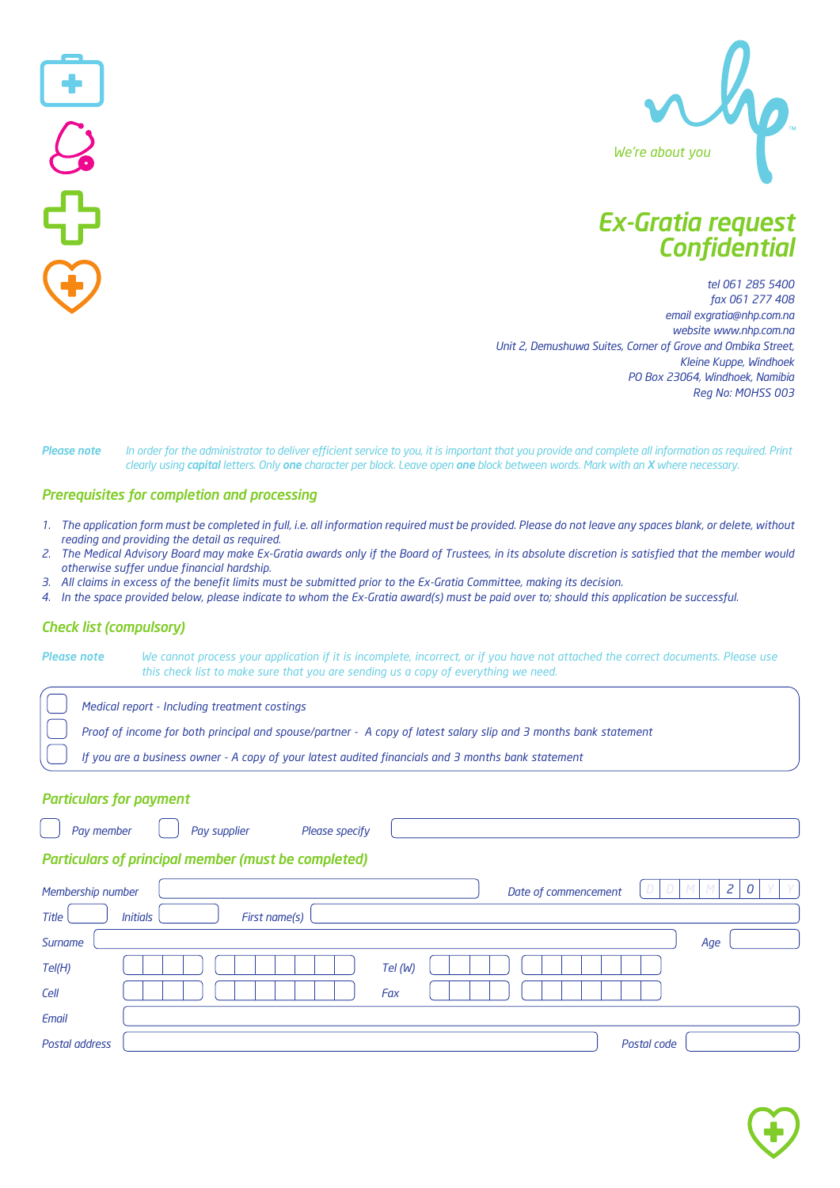We're about you

# Ex-Gratia request Confidential

tel 061 285 5400
fax 061 277 408
email exgratia@nhp.com.na
website www.nhp.com.na
Unit 2, Demushuwa Suites, Corner of Grove and Ombika Street,
Kleine Kuppe, Windhoek
PO Box 23064, Windhoek, Namibia
Reg No: MOHSS 003

**Please note** In order for the administrator to deliver efficient service to you, it is important that you provide and complete all information as required. Print clearly using **capital** letters. Only **one** character per block. Leave open **one** block between words. Mark with an **X** where necessary.

## Prerequisites for completion and processing

1. The application form must be completed in full, i.e. all information required must be provided. Please do not leave any spaces blank, or delete, without reading and providing the detail as required.
2. The Medical Advisory Board may make Ex-Gratia awards only if the Board of Trustees, in its absolute discretion is satisfied that the member would otherwise suffer undue financial hardship.
3. All claims in excess of the benefit limits must be submitted prior to the Ex-Gratia Committee, making its decision.
4. In the space provided below, please indicate to whom the Ex-Gratia award(s) must be paid over to; should this application be successful.

## Check list (compulsory)

**Please note** We cannot process your application if it is incomplete, incorrect, or if you have not attached the correct documents. Please use this check list to make sure that you are sending us a copy of everything we need.

- ☐ Medical report - Including treatment costings
- ☐ Proof of income for both principal and spouse/partner - A copy of latest salary slip and 3 months bank statement
- ☐ If you are a business owner - A copy of your latest audited financials and 3 months bank statement

## Particulars for payment

☐ Pay member ☐ Pay supplier Please specify ____________________

## Particulars of principal member (must be completed)

Membership number ____________________ Date of commencement D D M M 2 0 Y Y

Title ______ Initials ______ First name(s) ____________________

Surname ____________________ Age ______

Tel(H) ____________________ Tel (W) ____________________

Cell ____________________ Fax ____________________

Email ____________________

Postal address ____________________ Postal code ______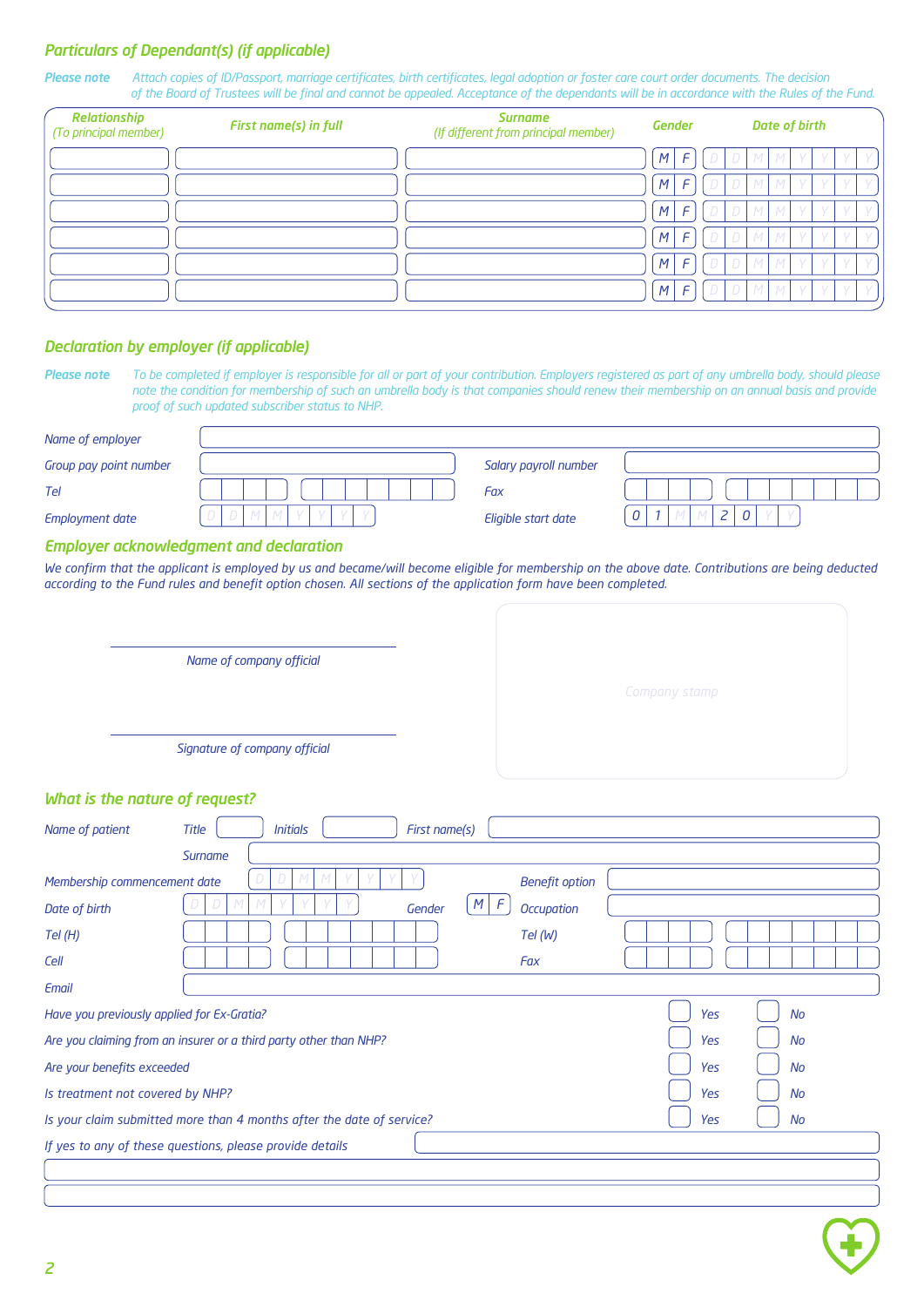## Particulars of Dependant(s) (if applicable)

*Please note* Attach copies of ID/Passport, marriage certificates, birth certificates, legal adoption or foster care court order documents. The decision of the Board of Trustees will be final and cannot be appealed. Acceptance of the dependants will be in accordance with the Rules of the Fund.

| Relationship (To principal member) | First name(s) in full | Surname (If different from principal member) | Gender | Date of birth |
|---|---|---|---|---|
| | | | M F | D D M M Y Y Y Y |
| | | | M F | D D M M Y Y Y Y |
| | | | M F | D D M M Y Y Y Y |
| | | | M F | D D M M Y Y Y Y |
| | | | M F | D D M M Y Y Y Y |
| | | | M F | D D M M Y Y Y Y |

## Declaration by employer (if applicable)

*Please note* To be completed if employer is responsible for all or part of your contribution. Employers registered as part of any umbrella body, should please note the condition for membership of such an umbrella body is that companies should renew their membership on an annual basis and provide proof of such updated subscriber status to NHP.

Name of employer

Group pay point number | Salary payroll number

Tel | Fax

Employment date D D M M Y Y Y Y | Eligible start date 0 1 M M 2 0 Y Y

## Employer acknowledgment and declaration

*We confirm that the applicant is employed by us and became/will become eligible for membership on the above date. Contributions are being deducted according to the Fund rules and benefit option chosen. All sections of the application form have been completed.*

Name of company official

Signature of company official

Company stamp

## What is the nature of request?

Name of patient | Title | Initials | First name(s)

Surname

Membership commencement date D D M M Y Y Y Y | Benefit option

Date of birth D D M M Y Y Y Y | Gender M F | Occupation

Tel (H) | Tel (W)

Cell | Fax

Email

| | | |
|---|---|---|
| Have you previously applied for Ex-Gratia? | Yes | No |
| Are you claiming from an insurer or a third party other than NHP? | Yes | No |
| Are your benefits exceeded | Yes | No |
| Is treatment not covered by NHP? | Yes | No |
| Is your claim submitted more than 4 months after the date of service? | Yes | No |

If yes to any of these questions, please provide details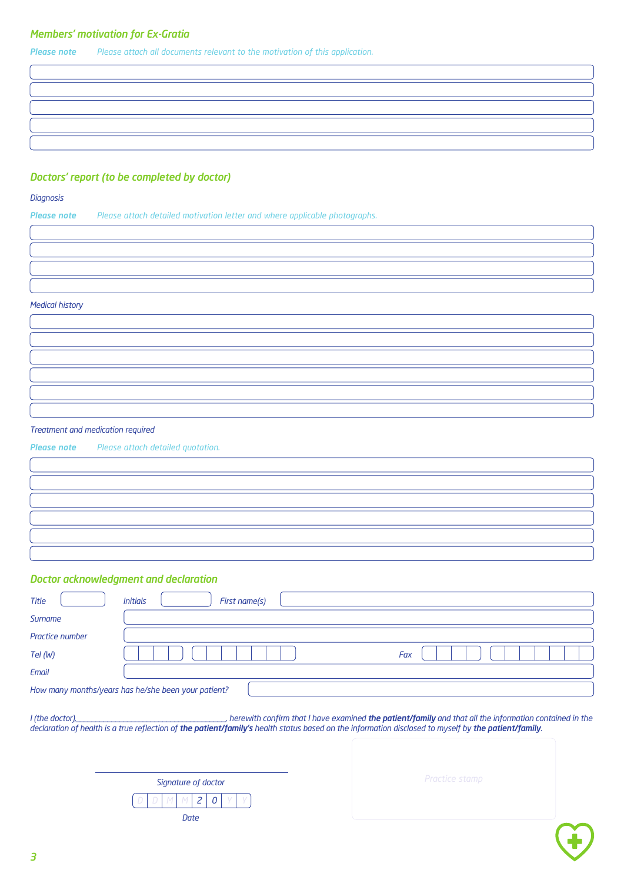## Members' motivation for Ex-Gratia

**Please note** *Please attach all documents relevant to the motivation of this application.*

## Doctors' report (to be completed by doctor)

*Diagnosis*

**Please note** *Please attach detailed motivation letter and where applicable photographs.*

*Medical history*

*Treatment and medication required*

**Please note** *Please attach detailed quotation.*

## Doctor acknowledgment and declaration

Title

Initials

First name(s)

Surname

Practice number

Tel (W)

Fax

Email

How many months/years has he/she been your patient?

I (the doctor),________________________________________, herewith confirm that I have examined **the patient/family** and that all the information contained in the declaration of health is a true reflection of **the patient/family's** health status based on the information disclosed to myself by **the patient/family**.

Signature of doctor

D D M M 2 0 Y Y

Date

Practice stamp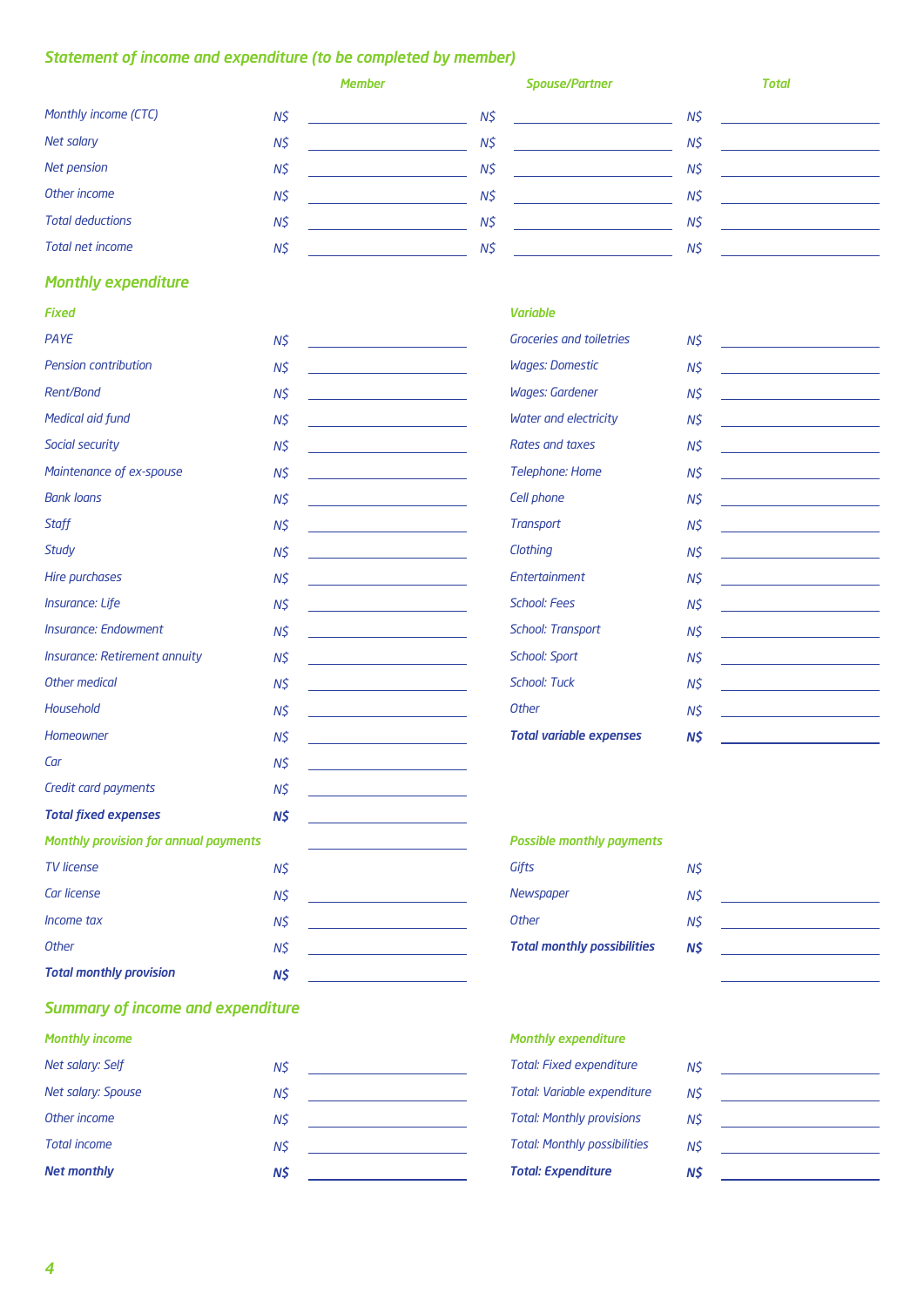## Statement of income and expenditure (to be completed by member)

| | Member | Spouse/Partner | Total |
|---|---|---|---|
| Monthly income (CTC) | N$ | N$ | N$ |
| Net salary | N$ | N$ | N$ |
| Net pension | N$ | N$ | N$ |
| Other income | N$ | N$ | N$ |
| Total deductions | N$ | N$ | N$ |
| Total net income | N$ | N$ | N$ |

## Monthly expenditure

| Fixed | | Variable | |
|---|---|---|---|
| PAYE | N$ | Groceries and toiletries | N$ |
| Pension contribution | N$ | Wages: Domestic | N$ |
| Rent/Bond | N$ | Wages: Gardener | N$ |
| Medical aid fund | N$ | Water and electricity | N$ |
| Social security | N$ | Rates and taxes | N$ |
| Maintenance of ex-spouse | N$ | Telephone: Home | N$ |
| Bank loans | N$ | Cell phone | N$ |
| Staff | N$ | Transport | N$ |
| Study | N$ | Clothing | N$ |
| Hire purchases | N$ | Entertainment | N$ |
| Insurance: Life | N$ | School: Fees | N$ |
| Insurance: Endowment | N$ | School: Transport | N$ |
| Insurance: Retirement annuity | N$ | School: Sport | N$ |
| Other medical | N$ | School: Tuck | N$ |
| Household | N$ | Other | N$ |
| Homeowner | N$ | **Total variable expenses** | **N$** |
| Car | N$ | | |
| Credit card payments | N$ | | |
| **Total fixed expenses** | **N$** | | |

| Monthly provision for annual payments | | Possible monthly payments | |
|---|---|---|---|
| TV license | N$ | Gifts | N$ |
| Car license | N$ | Newspaper | N$ |
| Income tax | N$ | Other | N$ |
| Other | N$ | **Total monthly possibilities** | **N$** |
| **Total monthly provision** | **N$** | | |

## Summary of income and expenditure

| Monthly income | | Monthly expenditure | |
|---|---|---|---|
| Net salary: Self | N$ | Total: Fixed expenditure | N$ |
| Net salary: Spouse | N$ | Total: Variable expenditure | N$ |
| Other income | N$ | Total: Monthly provisions | N$ |
| Total income | N$ | Total: Monthly possibilities | N$ |
| **Net monthly** | **N$** | **Total: Expenditure** | **N$** |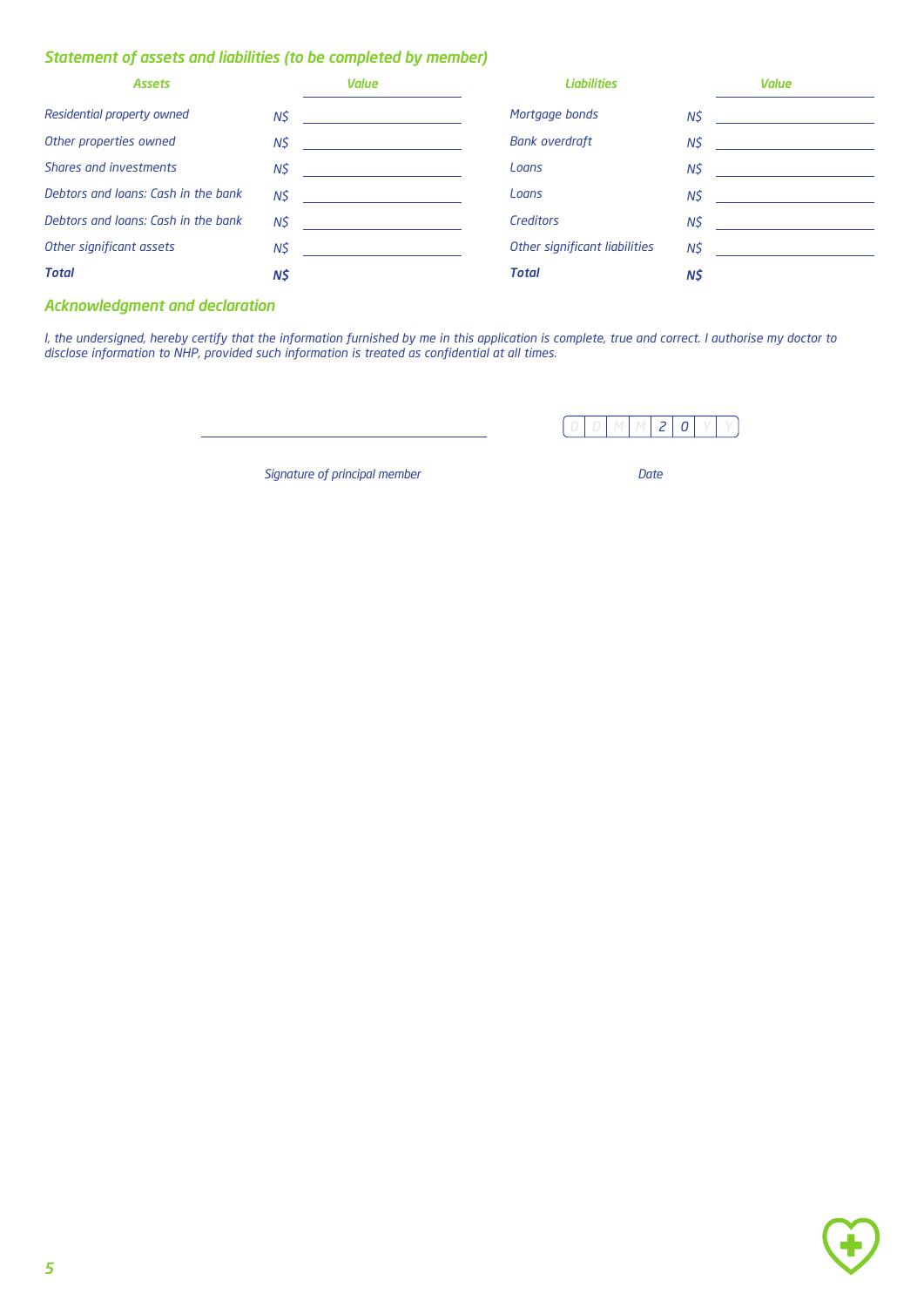## Statement of assets and liabilities (to be completed by member)

| Assets | | Value | Liabilities | | Value |
|---|---|---|---|---|---|
| Residential property owned | N$ | | Mortgage bonds | N$ | |
| Other properties owned | N$ | | Bank overdraft | N$ | |
| Shares and investments | N$ | | Loans | N$ | |
| Debtors and loans: Cash in the bank | N$ | | Loans | N$ | |
| Debtors and loans: Cash in the bank | N$ | | Creditors | N$ | |
| Other significant assets | N$ | | Other significant liabilities | N$ | |
| **Total** | **N$** | | **Total** | **N$** | |

## Acknowledgment and declaration

*I, the undersigned, hereby certify that the information furnished by me in this application is complete, true and correct. I authorise my doctor to disclose information to NHP, provided such information is treated as confidential at all times.*

______________________________ D D M M 2 0 Y Y

Signature of principal member Date